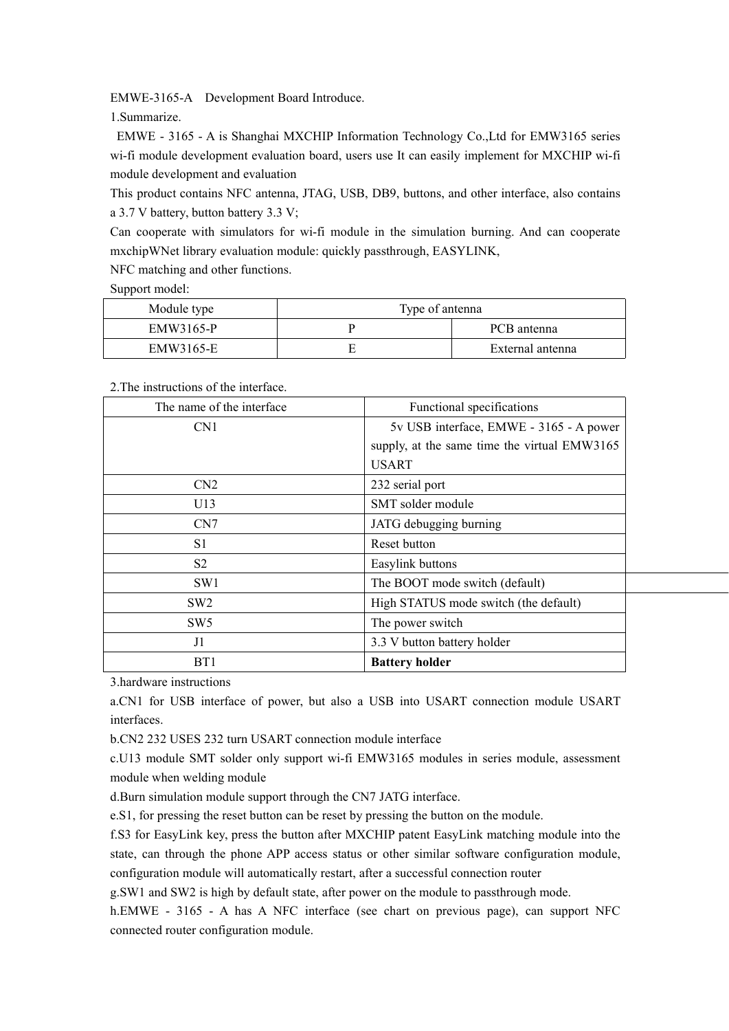EMWE-3165-A Development Board Introduce.

1.Summarize.

EMWE - 3165 - A is Shanghai MXCHIP Information Technology Co.,Ltd for EMW3165 series wi-fi module development evaluation board, users use It can easily implement for MXCHIP wi-fi module development and evaluation

This product contains NFC antenna, JTAG, USB, DB9, buttons, and other interface, also contains a 3.7 V battery, button battery 3.3 V;

Can cooperate with simulators for wi-fi module in the simulation burning. And can cooperate mxchipWNet library evaluation module: quickly passthrough, EASYLINK,

NFC matching and other functions.

Support model:

| Module type | Type of antenna | |
|---|---|---|
| EMW3165-P | P | PCB antenna |
| EMW3165-E | E | External antenna |

2.The instructions of the interface.

| The name of the interface | Functional specifications |
|---|---|
| CN1 | 5v USB interface, EMWE - 3165 - A power supply, at the same time the virtual EMW3165 USART |
| CN2 | 232 serial port |
| U13 | SMT solder module |
| CN7 | JATG debugging burning |
| S1 | Reset button |
| S2 | Easylink buttons |
| SW1 | The BOOT mode switch (default) |
| SW2 | High STATUS mode switch (the default) |
| SW5 | The power switch |
| J1 | 3.3 V button battery holder |
| BT1 | **Battery holder** |

3.hardware instructions

a.CN1 for USB interface of power, but also a USB into USART connection module USART interfaces.

b.CN2 232 USES 232 turn USART connection module interface

c.U13 module SMT solder only support wi-fi EMW3165 modules in series module, assessment module when welding module

d.Burn simulation module support through the CN7 JATG interface.

e.S1, for pressing the reset button can be reset by pressing the button on the module.

f.S3 for EasyLink key, press the button after MXCHIP patent EasyLink matching module into the state, can through the phone APP access status or other similar software configuration module, configuration module will automatically restart, after a successful connection router

g.SW1 and SW2 is high by default state, after power on the module to passthrough mode.

h.EMWE - 3165 - A has A NFC interface (see chart on previous page), can support NFC connected router configuration module.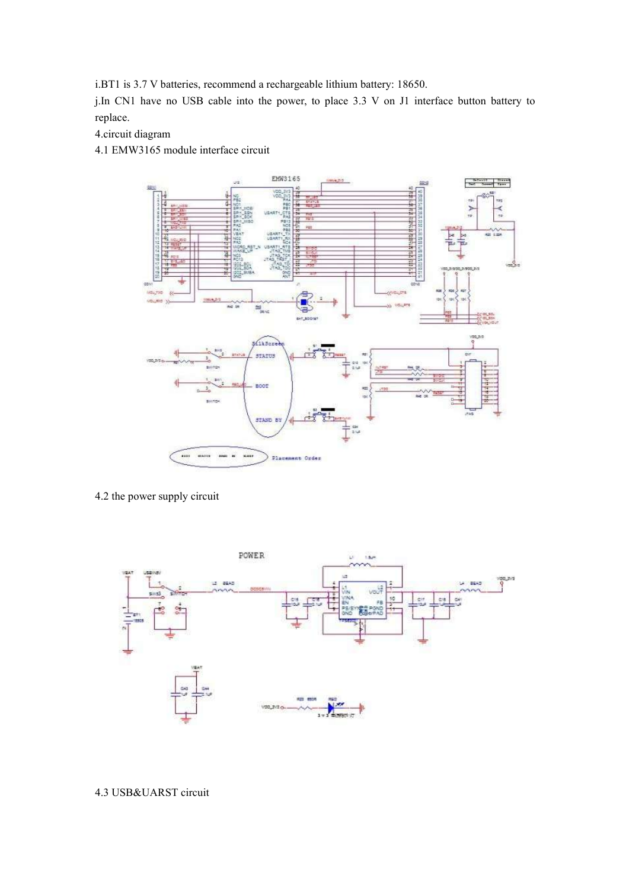i.BT1 is 3.7 V batteries, recommend a rechargeable lithium battery: 18650.

j.In CN1 have no USB cable into the power, to place 3.3 V on J1 interface button battery to replace.

4.circuit diagram

4.1 EMW3165 module interface circuit

4.2 the power supply circuit

4.3 USB&UARST circuit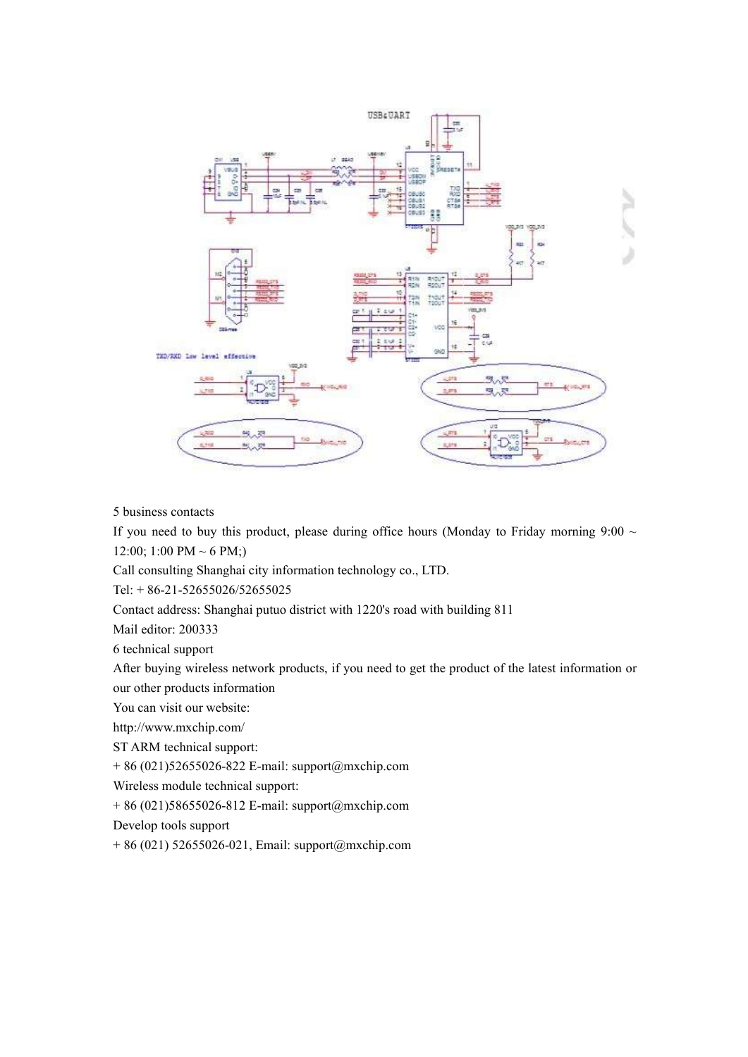5 business contacts

If you need to buy this product, please during office hours (Monday to Friday morning 9:00 ~ 12:00; 1:00 PM ~ 6 PM;)

Call consulting Shanghai city information technology co., LTD.

Tel: + 86-21-52655026/52655025

Contact address: Shanghai putuo district with 1220's road with building 811

Mail editor: 200333

6 technical support

After buying wireless network products, if you need to get the product of the latest information or our other products information

You can visit our website:

http://www.mxchip.com/

ST ARM technical support:

+ 86 (021)52655026-822 E-mail: support@mxchip.com

Wireless module technical support:

+ 86 (021)58655026-812 E-mail: support@mxchip.com

Develop tools support

+ 86 (021) 52655026-021, Email: support@mxchip.com